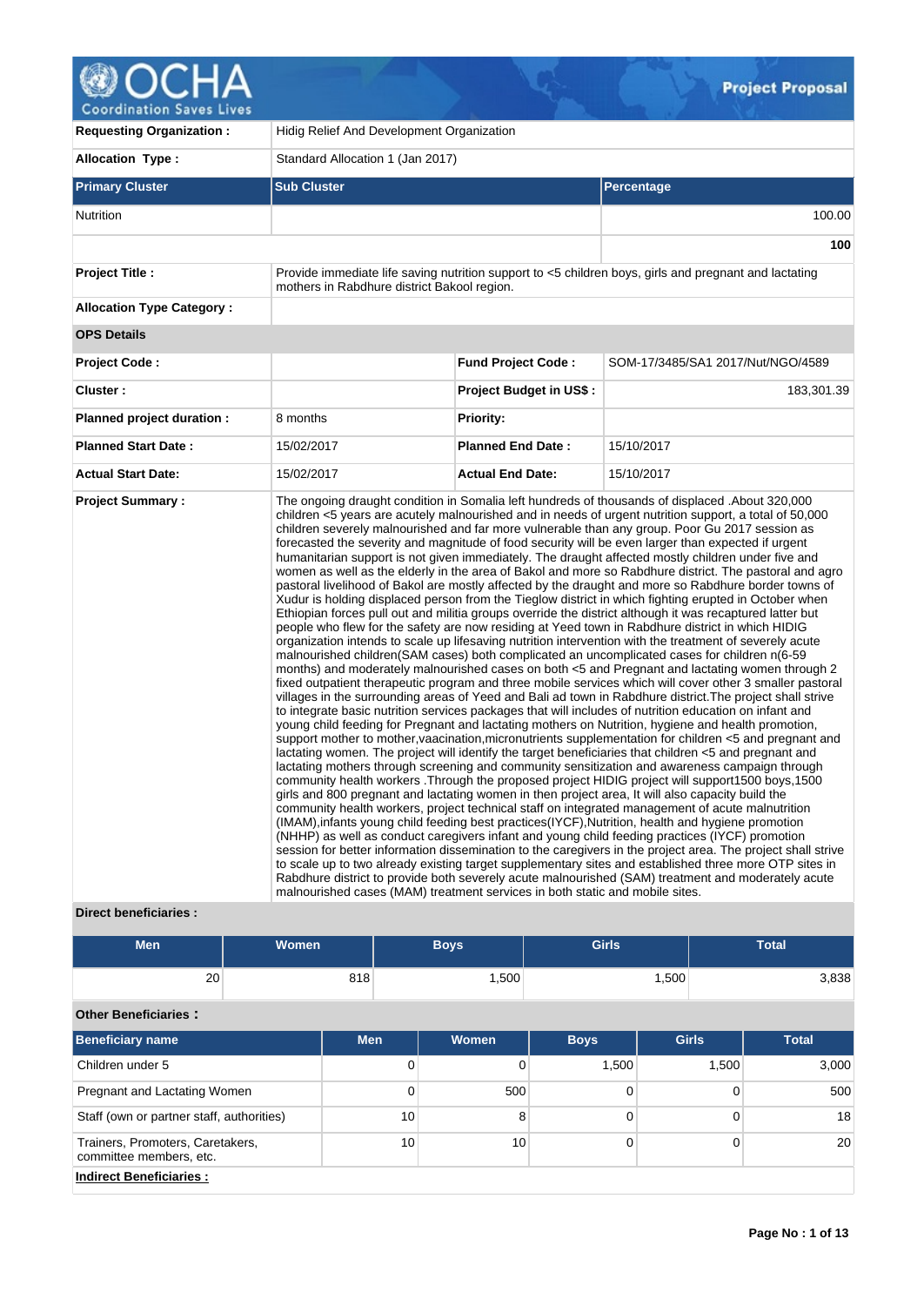# Project Proposal

| | | |
|---|---|---|
| **Requesting Organization :** | Hidig Relief And Development Organization | |
| **Allocation Type :** | Standard Allocation 1 (Jan 2017) | |

| Primary Cluster | Sub Cluster | Percentage |
|---|---|---|
| Nutrition | | 100.00 |
| | | **100** |

| | |
|---|---|
| **Project Title :** | Provide immediate life saving nutrition support to <5 children boys, girls and pregnant and lactating mothers in Rabdhure district Bakool region. |
| **Allocation Type Category :** | |

**OPS Details**

| | | | |
|---|---|---|---|
| **Project Code :** | | **Fund Project Code :** | SOM-17/3485/SA1 2017/Nut/NGO/4589 |
| **Cluster :** | | **Project Budget in US$ :** | 183,301.39 |
| **Planned project duration :** | 8 months | **Priority:** | |
| **Planned Start Date :** | 15/02/2017 | **Planned End Date :** | 15/10/2017 |
| **Actual Start Date:** | 15/02/2017 | **Actual End Date:** | 15/10/2017 |

**Project Summary :**

The ongoing draught condition in Somalia left hundreds of thousands of displaced .About 320,000 children <5 years are acutely malnourished and in needs of urgent nutrition support, a total of 50,000 children severely malnourished and far more vulnerable than any group. Poor Gu 2017 session as forecasted the severity and magnitude of food security will be even larger than expected if urgent humanitarian support is not given immediately. The draught affected mostly children under five and women as well as the elderly in the area of Bakol and more so Rabdhure district. The pastoral and agro pastoral livelihood of Bakol are mostly affected by the draught and more so Rabdhure border towns of Xudur is holding displaced person from the Tieglow district in which fighting erupted in October when Ethiopian forces pull out and militia groups override the district although it was recaptured latter but people who flew for the safety are now residing at Yeed town in Rabdhure district in which HIDIG organization intends to scale up lifesaving nutrition intervention with the treatment of severely acute malnourished children(SAM cases) both complicated an uncomplicated cases for children n(6-59 months) and moderately malnourished cases on both <5 and Pregnant and lactating women through 2 fixed outpatient therapeutic program and three mobile services which will cover other 3 smaller pastoral villages in the surrounding areas of Yeed and Bali ad town in Rabdhure district.The project shall strive to integrate basic nutrition services packages that will includes of nutrition education on infant and young child feeding for Pregnant and lactating mothers on Nutrition, hygiene and health promotion, support mother to mother,vaacination,micronutrients supplementation for children <5 and pregnant and lactating women. The project will identify the target beneficiaries that children <5 and pregnant and lactating mothers through screening and community sensitization and awareness campaign through community health workers .Through the proposed project HIDIG project will support1500 boys,1500 girls and 800 pregnant and lactating women in then project area, It will also capacity build the community health workers, project technical staff on integrated management of acute malnutrition (IMAM),infants young child feeding best practices(IYCF),Nutrition, health and hygiene promotion (NHHP) as well as conduct caregivers infant and young child feeding practices (IYCF) promotion session for better information dissemination to the caregivers in the project area. The project shall strive to scale up to two already existing target supplementary sites and established three more OTP sites in Rabdhure district to provide both severely acute malnourished (SAM) treatment and moderately acute malnourished cases (MAM) treatment services in both static and mobile sites.

**Direct beneficiaries :**

| Men | Women | Boys | Girls | Total |
|---|---|---|---|---|
| 20 | 818 | 1,500 | 1,500 | 3,838 |

**Other Beneficiaries :**

| Beneficiary name | Men | Women | Boys | Girls | Total |
|---|---|---|---|---|---|
| Children under 5 | 0 | 0 | 1,500 | 1,500 | 3,000 |
| Pregnant and Lactating Women | 0 | 500 | 0 | 0 | 500 |
| Staff (own or partner staff, authorities) | 10 | 8 | 0 | 0 | 18 |
| Trainers, Promoters, Caretakers, committee members, etc. | 10 | 10 | 0 | 0 | 20 |

**Indirect Beneficiaries :**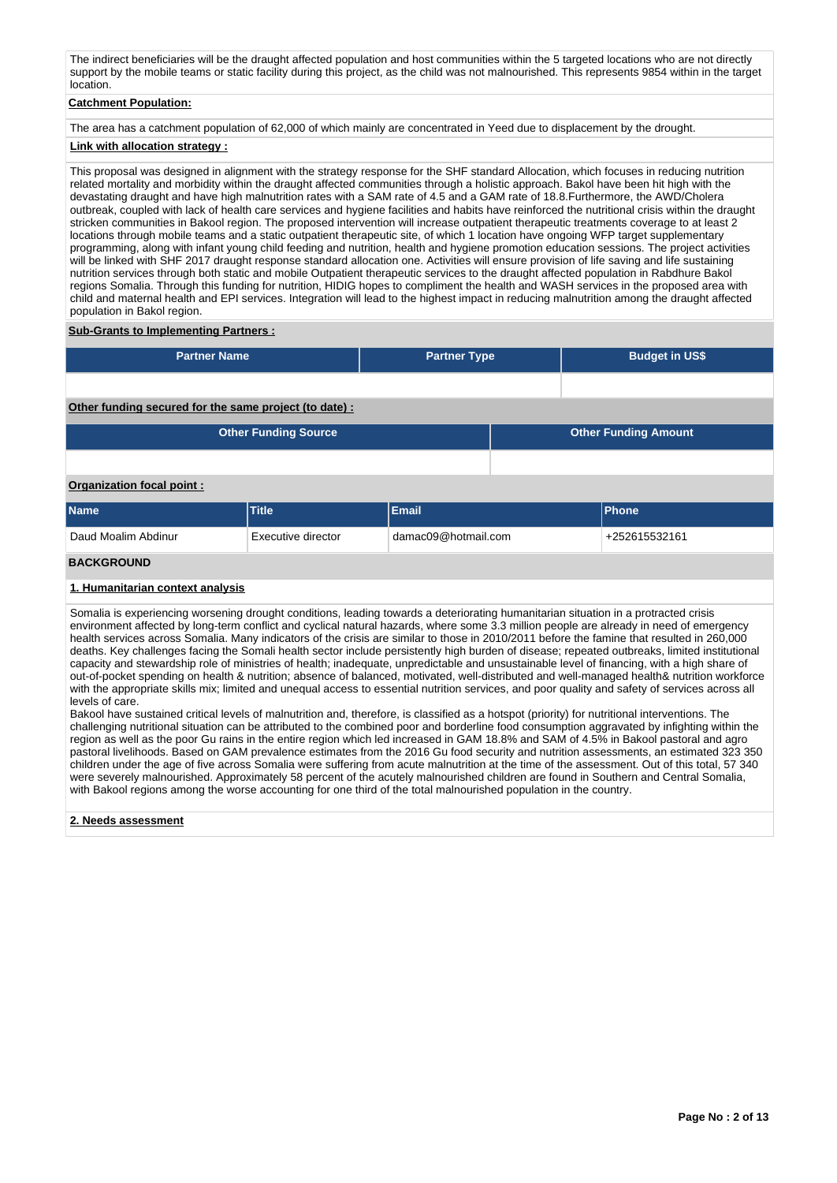The indirect beneficiaries will be the draught affected population and host communities within the 5 targeted locations who are not directly support by the mobile teams or static facility during this project, as the child was not malnourished. This represents 9854 within in the target location.

**Catchment Population:**

The area has a catchment population of 62,000 of which mainly are concentrated in Yeed due to displacement by the drought.

**Link with allocation strategy :**

This proposal was designed in alignment with the strategy response for the SHF standard Allocation, which focuses in reducing nutrition related mortality and morbidity within the draught affected communities through a holistic approach. Bakol have been hit high with the devastating draught and have high malnutrition rates with a SAM rate of 4.5 and a GAM rate of 18.8.Furthermore, the AWD/Cholera outbreak, coupled with lack of health care services and hygiene facilities and habits have reinforced the nutritional crisis within the draught stricken communities in Bakool region. The proposed intervention will increase outpatient therapeutic treatments coverage to at least 2 locations through mobile teams and a static outpatient therapeutic site, of which 1 location have ongoing WFP target supplementary programming, along with infant young child feeding and nutrition, health and hygiene promotion education sessions. The project activities will be linked with SHF 2017 draught response standard allocation one. Activities will ensure provision of life saving and life sustaining nutrition services through both static and mobile Outpatient therapeutic services to the draught affected population in Rabdhure Bakol regions Somalia. Through this funding for nutrition, HIDIG hopes to compliment the health and WASH services in the proposed area with child and maternal health and EPI services. Integration will lead to the highest impact in reducing malnutrition among the draught affected population in Bakol region.

**Sub-Grants to Implementing Partners :**

| Partner Name | Partner Type | Budget in US$ |
|---|---|---|
| | | |

**Other funding secured for the same project (to date) :**

| Other Funding Source | Other Funding Amount |
|---|---|
| | |

**Organization focal point :**

| Name | Title | Email | Phone |
|---|---|---|---|
| Daud Moalim Abdinur | Executive director | damac09@hotmail.com | +252615532161 |

## BACKGROUND

### 1. Humanitarian context analysis

Somalia is experiencing worsening drought conditions, leading towards a deteriorating humanitarian situation in a protracted crisis environment affected by long-term conflict and cyclical natural hazards, where some 3.3 million people are already in need of emergency health services across Somalia. Many indicators of the crisis are similar to those in 2010/2011 before the famine that resulted in 260,000 deaths. Key challenges facing the Somali health sector include persistently high burden of disease; repeated outbreaks, limited institutional capacity and stewardship role of ministries of health; inadequate, unpredictable and unsustainable level of financing, with a high share of out-of-pocket spending on health & nutrition; absence of balanced, motivated, well-distributed and well-managed health& nutrition workforce with the appropriate skills mix; limited and unequal access to essential nutrition services, and poor quality and safety of services across all levels of care.
Bakool have sustained critical levels of malnutrition and, therefore, is classified as a hotspot (priority) for nutritional interventions. The challenging nutritional situation can be attributed to the combined poor and borderline food consumption aggravated by infighting within the region as well as the poor Gu rains in the entire region which led increased in GAM 18.8% and SAM of 4.5% in Bakool pastoral and agro pastoral livelihoods. Based on GAM prevalence estimates from the 2016 Gu food security and nutrition assessments, an estimated 323 350 children under the age of five across Somalia were suffering from acute malnutrition at the time of the assessment. Out of this total, 57 340 were severely malnourished. Approximately 58 percent of the acutely malnourished children are found in Southern and Central Somalia, with Bakool regions among the worse accounting for one third of the total malnourished population in the country.

### 2. Needs assessment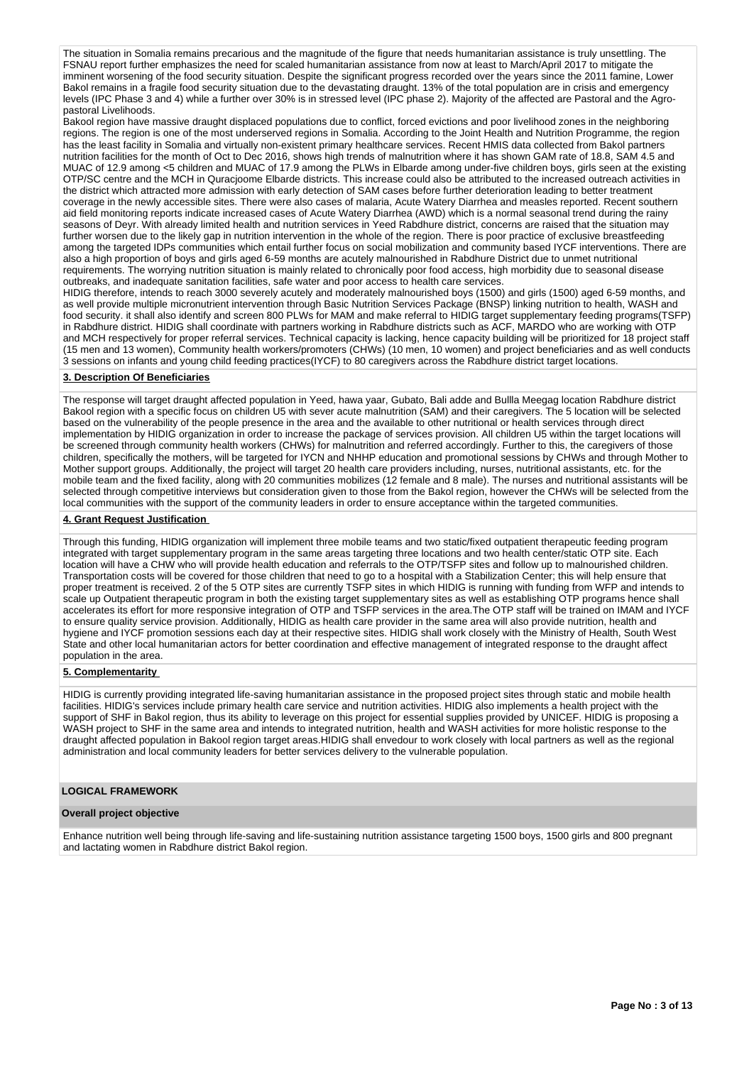The situation in Somalia remains precarious and the magnitude of the figure that needs humanitarian assistance is truly unsettling. The FSNAU report further emphasizes the need for scaled humanitarian assistance from now at least to March/April 2017 to mitigate the imminent worsening of the food security situation. Despite the significant progress recorded over the years since the 2011 famine, Lower Bakol remains in a fragile food security situation due to the devastating draught. 13% of the total population are in crisis and emergency levels (IPC Phase 3 and 4) while a further over 30% is in stressed level (IPC phase 2). Majority of the affected are Pastoral and the Agro-pastoral Livelihoods.

Bakool region have massive draught displaced populations due to conflict, forced evictions and poor livelihood zones in the neighboring regions. The region is one of the most underserved regions in Somalia. According to the Joint Health and Nutrition Programme, the region has the least facility in Somalia and virtually non-existent primary healthcare services. Recent HMIS data collected from Bakol partners nutrition facilities for the month of Oct to Dec 2016, shows high trends of malnutrition where it has shown GAM rate of 18.8, SAM 4.5 and MUAC of 12.9 among <5 children and MUAC of 17.9 among the PLWs in Elbarde among under-five children boys, girls seen at the existing OTP/SC centre and the MCH in Quracjoome Elbarde districts. This increase could also be attributed to the increased outreach activities in the district which attracted more admission with early detection of SAM cases before further deterioration leading to better treatment coverage in the newly accessible sites. There were also cases of malaria, Acute Watery Diarrhea and measles reported. Recent southern aid field monitoring reports indicate increased cases of Acute Watery Diarrhea (AWD) which is a normal seasonal trend during the rainy seasons of Deyr. With already limited health and nutrition services in Yeed Rabdhure district, concerns are raised that the situation may further worsen due to the likely gap in nutrition intervention in the whole of the region. There is poor practice of exclusive breastfeeding among the targeted IDPs communities which entail further focus on social mobilization and community based IYCF interventions. There are also a high proportion of boys and girls aged 6-59 months are acutely malnourished in Rabdhure District due to unmet nutritional requirements. The worrying nutrition situation is mainly related to chronically poor food access, high morbidity due to seasonal disease outbreaks, and inadequate sanitation facilities, safe water and poor access to health care services.

HIDIG therefore, intends to reach 3000 severely acutely and moderately malnourished boys (1500) and girls (1500) aged 6-59 months, and as well provide multiple micronutrient intervention through Basic Nutrition Services Package (BNSP) linking nutrition to health, WASH and food security. it shall also identify and screen 800 PLWs for MAM and make referral to HIDIG target supplementary feeding programs(TSFP) in Rabdhure district. HIDIG shall coordinate with partners working in Rabdhure districts such as ACF, MARDO who are working with OTP and MCH respectively for proper referral services. Technical capacity is lacking, hence capacity building will be prioritized for 18 project staff (15 men and 13 women), Community health workers/promoters (CHWs) (10 men, 10 women) and project beneficiaries and as well conducts 3 sessions on infants and young child feeding practices(IYCF) to 80 caregivers across the Rabdhure district target locations.

## 3. Description Of Beneficiaries

The response will target draught affected population in Yeed, hawa yaar, Gubato, Bali adde and Bullla Meegag location Rabdhure district Bakool region with a specific focus on children U5 with sever acute malnutrition (SAM) and their caregivers. The 5 location will be selected based on the vulnerability of the people presence in the area and the available to other nutritional or health services through direct implementation by HIDIG organization in order to increase the package of services provision. All children U5 within the target locations will be screened through community health workers (CHWs) for malnutrition and referred accordingly. Further to this, the caregivers of those children, specifically the mothers, will be targeted for IYCN and NHHP education and promotional sessions by CHWs and through Mother to Mother support groups. Additionally, the project will target 20 health care providers including, nurses, nutritional assistants, etc. for the mobile team and the fixed facility, along with 20 communities mobilizes (12 female and 8 male). The nurses and nutritional assistants will be selected through competitive interviews but consideration given to those from the Bakol region, however the CHWs will be selected from the local communities with the support of the community leaders in order to ensure acceptance within the targeted communities.

## 4. Grant Request Justification

Through this funding, HIDIG organization will implement three mobile teams and two static/fixed outpatient therapeutic feeding program integrated with target supplementary program in the same areas targeting three locations and two health center/static OTP site. Each location will have a CHW who will provide health education and referrals to the OTP/TSFP sites and follow up to malnourished children. Transportation costs will be covered for those children that need to go to a hospital with a Stabilization Center; this will help ensure that proper treatment is received. 2 of the 5 OTP sites are currently TSFP sites in which HIDIG is running with funding from WFP and intends to scale up Outpatient therapeutic program in both the existing target supplementary sites as well as establishing OTP programs hence shall accelerates its effort for more responsive integration of OTP and TSFP services in the area.The OTP staff will be trained on IMAM and IYCF to ensure quality service provision. Additionally, HIDIG as health care provider in the same area will also provide nutrition, health and hygiene and IYCF promotion sessions each day at their respective sites. HIDIG shall work closely with the Ministry of Health, South West State and other local humanitarian actors for better coordination and effective management of integrated response to the draught affect population in the area.

## 5. Complementarity

HIDIG is currently providing integrated life-saving humanitarian assistance in the proposed project sites through static and mobile health facilities. HIDIG's services include primary health care service and nutrition activities. HIDIG also implements a health project with the support of SHF in Bakol region, thus its ability to leverage on this project for essential supplies provided by UNICEF. HIDIG is proposing a WASH project to SHF in the same area and intends to integrated nutrition, health and WASH activities for more holistic response to the draught affected population in Bakool region target areas.HIDIG shall envedour to work closely with local partners as well as the regional administration and local community leaders for better services delivery to the vulnerable population.

## LOGICAL FRAMEWORK

### Overall project objective

Enhance nutrition well being through life-saving and life-sustaining nutrition assistance targeting 1500 boys, 1500 girls and 800 pregnant and lactating women in Rabdhure district Bakol region.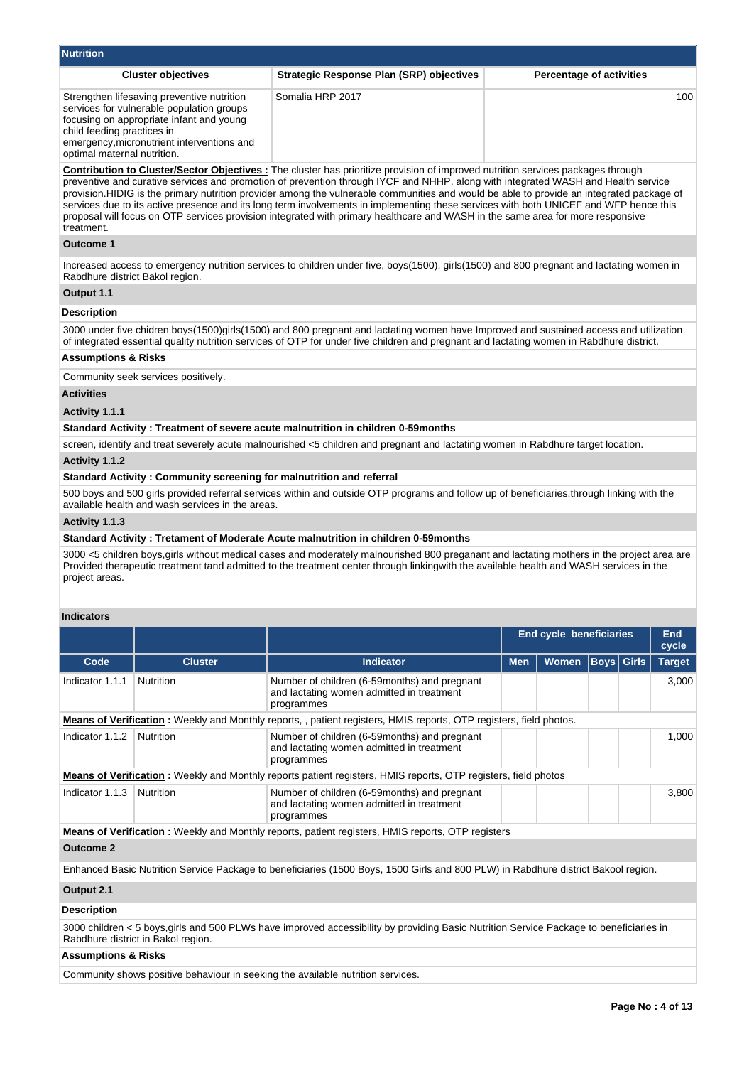## Nutrition

| Cluster objectives | Strategic Response Plan (SRP) objectives | Percentage of activities |
|---|---|---|
| Strengthen lifesaving preventive nutrition services for vulnerable population groups focusing on appropriate infant and young child feeding practices in emergency,micronutrient interventions and optimal maternal nutrition. | Somalia HRP 2017 | 100 |

**Contribution to Cluster/Sector Objectives :** The cluster has prioritize provision of improved nutrition services packages through preventive and curative services and promotion of prevention through IYCF and NHHP, along with integrated WASH and Health service provision.HIDIG is the primary nutrition provider among the vulnerable communities and would be able to provide an integrated package of services due to its active presence and its long term involvements in implementing these services with both UNICEF and WFP hence this proposal will focus on OTP services provision integrated with primary healthcare and WASH in the same area for more responsive treatment.

**Outcome 1**

Increased access to emergency nutrition services to children under five, boys(1500), girls(1500) and 800 pregnant and lactating women in Rabdhure district Bakol region.

**Output 1.1**

**Description**

3000 under five chidren boys(1500)girls(1500) and 800 pregnant and lactating women have Improved and sustained access and utilization of integrated essential quality nutrition services of OTP for under five children and pregnant and lactating women in Rabdhure district.

**Assumptions & Risks**

Community seek services positively.

**Activities**

**Activity 1.1.1**

**Standard Activity : Treatment of severe acute malnutrition in children 0-59months**

screen, identify and treat severely acute malnourished <5 children and pregnant and lactating women in Rabdhure target location.

**Activity 1.1.2**

**Standard Activity : Community screening for malnutrition and referral**

500 boys and 500 girls provided referral services within and outside OTP programs and follow up of beneficiaries,through linking with the available health and wash services in the areas.

**Activity 1.1.3**

**Standard Activity : Tretament of Moderate Acute malnutrition in children 0-59months**

3000 <5 children boys,girls without medical cases and moderately malnourished 800 preganant and lactating mothers in the project area are Provided therapeutic treatment tand admitted to the treatment center through linkingwith the available health and WASH services in the project areas.

**Indicators**

| | | | End cycle beneficiaries | | | | End cycle |
|---|---|---|---|---|---|---|---|
| Code | Cluster | Indicator | Men | Women | Boys | Girls | Target |
| Indicator 1.1.1 | Nutrition | Number of children (6-59months) and pregnant and lactating women admitted in treatment programmes | | | | | 3,000 |
| **Means of Verification :** Weekly and Monthly reports, , patient registers, HMIS reports, OTP registers, field photos. | | | | | | | |
| Indicator 1.1.2 | Nutrition | Number of children (6-59months) and pregnant and lactating women admitted in treatment programmes | | | | | 1,000 |
| **Means of Verification :** Weekly and Monthly reports patient registers, HMIS reports, OTP registers, field photos | | | | | | | |
| Indicator 1.1.3 | Nutrition | Number of children (6-59months) and pregnant and lactating women admitted in treatment programmes | | | | | 3,800 |
| **Means of Verification :** Weekly and Monthly reports, patient registers, HMIS reports, OTP registers | | | | | | | |

**Outcome 2**

Enhanced Basic Nutrition Service Package to beneficiaries (1500 Boys, 1500 Girls and 800 PLW) in Rabdhure district Bakool region.

**Output 2.1**

**Description**

3000 children < 5 boys,girls and 500 PLWs have improved accessibility by providing Basic Nutrition Service Package to beneficiaries in Rabdhure district in Bakol region.

**Assumptions & Risks**

Community shows positive behaviour in seeking the available nutrition services.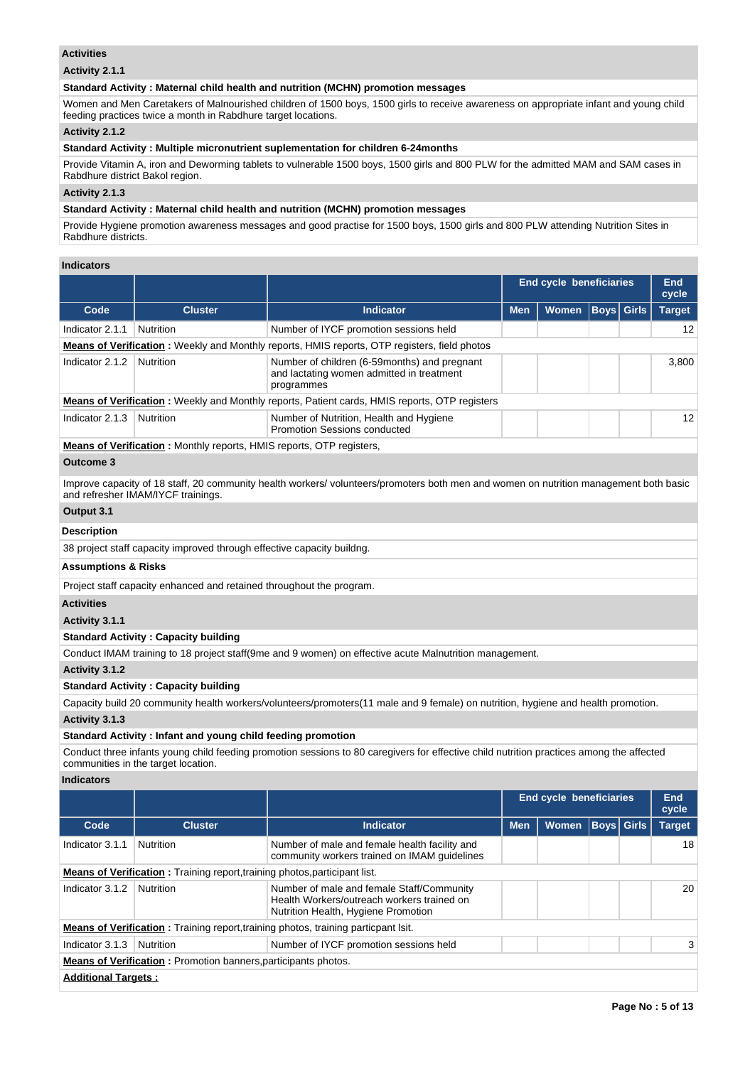### Activities

**Activity 2.1.1**

**Standard Activity : Maternal child health and nutrition (MCHN) promotion messages**

Women and Men Caretakers of Malnourished children of 1500 boys, 1500 girls to receive awareness on appropriate infant and young child feeding practices twice a month in Rabdhure target locations.

**Activity 2.1.2**

**Standard Activity : Multiple micronutrient suplementation for children 6-24months**

Provide Vitamin A, iron and Deworming tablets to vulnerable 1500 boys, 1500 girls and 800 PLW for the admitted MAM and SAM cases in Rabdhure district Bakol region.

**Activity 2.1.3**

**Standard Activity : Maternal child health and nutrition (MCHN) promotion messages**

Provide Hygiene promotion awareness messages and good practise for 1500 boys, 1500 girls and 800 PLW attending Nutrition Sites in Rabdhure districts.

### Indicators

| | | | End cycle beneficiaries | | | | End cycle |
|---|---|---|---|---|---|---|---|
| **Code** | **Cluster** | **Indicator** | **Men** | **Women** | **Boys** | **Girls** | **Target** |
| Indicator 2.1.1 | Nutrition | Number of IYCF promotion sessions held | | | | | 12 |
| **Means of Verification :** Weekly and Monthly reports, HMIS reports, OTP registers, field photos | | | | | | | |
| Indicator 2.1.2 | Nutrition | Number of children (6-59months) and pregnant and lactating women admitted in treatment programmes | | | | | 3,800 |
| **Means of Verification :** Weekly and Monthly reports, Patient cards, HMIS reports, OTP registers | | | | | | | |
| Indicator 2.1.3 | Nutrition | Number of Nutrition, Health and Hygiene Promotion Sessions conducted | | | | | 12 |
| **Means of Verification :** Monthly reports, HMIS reports, OTP registers, | | | | | | | |

### Outcome 3

Improve capacity of 18 staff, 20 community health workers/ volunteers/promoters both men and women on nutrition management both basic and refresher IMAM/IYCF trainings.

### Output 3.1

**Description**

38 project staff capacity improved through effective capacity buildng.

**Assumptions & Risks**

Project staff capacity enhanced and retained throughout the program.

### Activities

**Activity 3.1.1**

**Standard Activity : Capacity building**

Conduct IMAM training to 18 project staff(9me and 9 women) on effective acute Malnutrition management.

**Activity 3.1.2**

**Standard Activity : Capacity building**

Capacity build 20 community health workers/volunteers/promoters(11 male and 9 female) on nutrition, hygiene and health promotion.

**Activity 3.1.3**

**Standard Activity : Infant and young child feeding promotion**

Conduct three infants young child feeding promotion sessions to 80 caregivers for effective child nutrition practices among the affected communities in the target location.

### Indicators

| | | | End cycle beneficiaries | | | | End cycle |
|---|---|---|---|---|---|---|---|
| **Code** | **Cluster** | **Indicator** | **Men** | **Women** | **Boys** | **Girls** | **Target** |
| Indicator 3.1.1 | Nutrition | Number of male and female health facility and community workers trained on IMAM guidelines | | | | | 18 |
| **Means of Verification :** Training report,training photos,participant list. | | | | | | | |
| Indicator 3.1.2 | Nutrition | Number of male and female Staff/Community Health Workers/outreach workers trained on Nutrition Health, Hygiene Promotion | | | | | 20 |
| **Means of Verification :** Training report,training photos, training particpant lsit. | | | | | | | |
| Indicator 3.1.3 | Nutrition | Number of IYCF promotion sessions held | | | | | 3 |
| **Means of Verification :** Promotion banners,participants photos. | | | | | | | |

**Additional Targets :**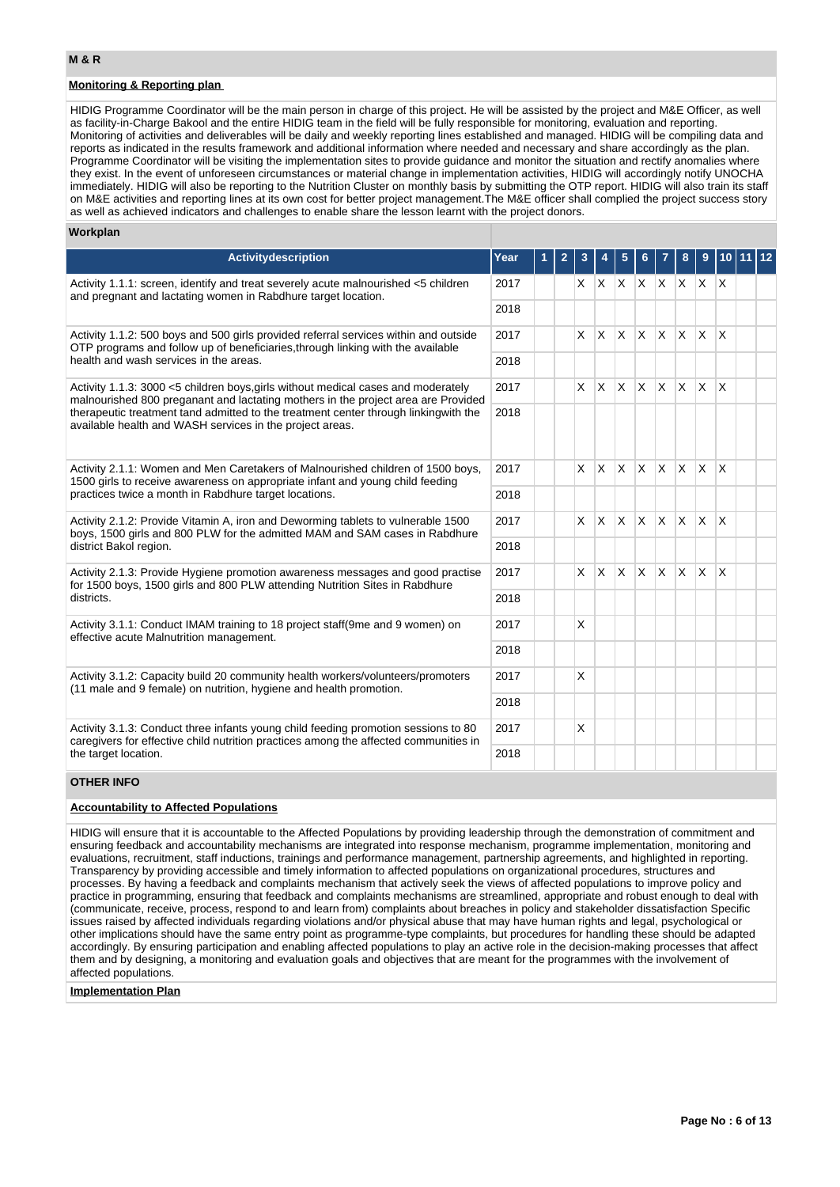## M & R

### Monitoring & Reporting plan

HIDIG Programme Coordinator will be the main person in charge of this project. He will be assisted by the project and M&E Officer, as well as facility-in-Charge Bakool and the entire HIDIG team in the field will be fully responsible for monitoring, evaluation and reporting. Monitoring of activities and deliverables will be daily and weekly reporting lines established and managed. HIDIG will be compiling data and reports as indicated in the results framework and additional information where needed and necessary and share accordingly as the plan. Programme Coordinator will be visiting the implementation sites to provide guidance and monitor the situation and rectify anomalies where they exist. In the event of unforeseen circumstances or material change in implementation activities, HIDIG will accordingly notify UNOCHA immediately. HIDIG will also be reporting to the Nutrition Cluster on monthly basis by submitting the OTP report. HIDIG will also train its staff on M&E activities and reporting lines at its own cost for better project management.The M&E officer shall complied the project success story as well as achieved indicators and challenges to enable share the lesson learnt with the project donors.

### Workplan

| Activitydescription | Year | 1 | 2 | 3 | 4 | 5 | 6 | 7 | 8 | 9 | 10 | 11 | 12 |
|---|---|---|---|---|---|---|---|---|---|---|---|---|---|
| Activity 1.1.1: screen, identify and treat severely acute malnourished <5 children and pregnant and lactating women in Rabdhure target location. | 2017 | | | X | X | X | X | X | X | X | X | | |
| | 2018 | | | | | | | | | | | | |
| Activity 1.1.2: 500 boys and 500 girls provided referral services within and outside OTP programs and follow up of beneficiaries,through linking with the available health and wash services in the areas. | 2017 | | | X | X | X | X | X | X | X | X | | |
| | 2018 | | | | | | | | | | | | |
| Activity 1.1.3: 3000 <5 children boys,girls without medical cases and moderately malnourished 800 preganant and lactating mothers in the project area are Provided therapeutic treatment tand admitted to the treatment center through linkingwith the available health and WASH services in the project areas. | 2017 | | | X | X | X | X | X | X | X | X | | |
| | 2018 | | | | | | | | | | | | |
| Activity 2.1.1: Women and Men Caretakers of Malnourished children of 1500 boys, 1500 girls to receive awareness on appropriate infant and young child feeding practices twice a month in Rabdhure target locations. | 2017 | | | X | X | X | X | X | X | X | X | | |
| | 2018 | | | | | | | | | | | | |
| Activity 2.1.2: Provide Vitamin A, iron and Deworming tablets to vulnerable 1500 boys, 1500 girls and 800 PLW for the admitted MAM and SAM cases in Rabdhure district Bakol region. | 2017 | | | X | X | X | X | X | X | X | X | | |
| | 2018 | | | | | | | | | | | | |
| Activity 2.1.3: Provide Hygiene promotion awareness messages and good practise for 1500 boys, 1500 girls and 800 PLW attending Nutrition Sites in Rabdhure districts. | 2017 | | | X | X | X | X | X | X | X | X | | |
| | 2018 | | | | | | | | | | | | |
| Activity 3.1.1: Conduct IMAM training to 18 project staff(9me and 9 women) on effective acute Malnutrition management. | 2017 | | | X | | | | | | | | | |
| | 2018 | | | | | | | | | | | | |
| Activity 3.1.2: Capacity build 20 community health workers/volunteers/promoters (11 male and 9 female) on nutrition, hygiene and health promotion. | 2017 | | | X | | | | | | | | | |
| | 2018 | | | | | | | | | | | | |
| Activity 3.1.3: Conduct three infants young child feeding promotion sessions to 80 caregivers for effective child nutrition practices among the affected communities in the target location. | 2017 | | | X | | | | | | | | | |
| | 2018 | | | | | | | | | | | | |

## OTHER INFO

### Accountability to Affected Populations

HIDIG will ensure that it is accountable to the Affected Populations by providing leadership through the demonstration of commitment and ensuring feedback and accountability mechanisms are integrated into response mechanism, programme implementation, monitoring and evaluations, recruitment, staff inductions, trainings and performance management, partnership agreements, and highlighted in reporting. Transparency by providing accessible and timely information to affected populations on organizational procedures, structures and processes. By having a feedback and complaints mechanism that actively seek the views of affected populations to improve policy and practice in programming, ensuring that feedback and complaints mechanisms are streamlined, appropriate and robust enough to deal with (communicate, receive, process, respond to and learn from) complaints about breaches in policy and stakeholder dissatisfaction Specific issues raised by affected individuals regarding violations and/or physical abuse that may have human rights and legal, psychological or other implications should have the same entry point as programme-type complaints, but procedures for handling these should be adapted accordingly. By ensuring participation and enabling affected populations to play an active role in the decision-making processes that affect them and by designing, a monitoring and evaluation goals and objectives that are meant for the programmes with the involvement of affected populations.

### Implementation Plan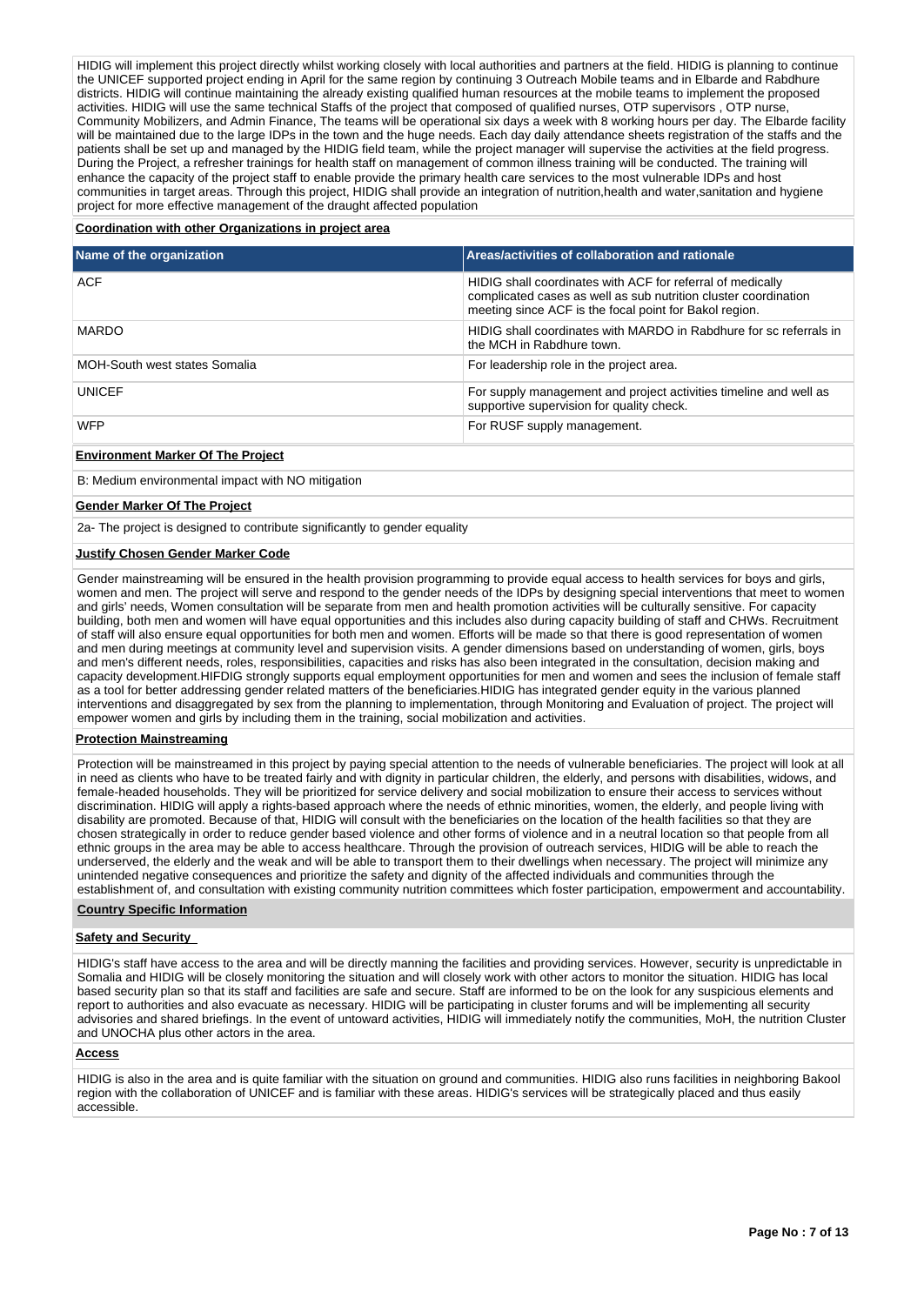HIDIG will implement this project directly whilst working closely with local authorities and partners at the field. HIDIG is planning to continue the UNICEF supported project ending in April for the same region by continuing 3 Outreach Mobile teams and in Elbarde and Rabdhure districts. HIDIG will continue maintaining the already existing qualified human resources at the mobile teams to implement the proposed activities. HIDIG will use the same technical Staffs of the project that composed of qualified nurses, OTP supervisors , OTP nurse, Community Mobilizers, and Admin Finance, The teams will be operational six days a week with 8 working hours per day. The Elbarde facility will be maintained due to the large IDPs in the town and the huge needs. Each day daily attendance sheets registration of the staffs and the patients shall be set up and managed by the HIDIG field team, while the project manager will supervise the activities at the field progress. During the Project, a refresher trainings for health staff on management of common illness training will be conducted. The training will enhance the capacity of the project staff to enable provide the primary health care services to the most vulnerable IDPs and host communities in target areas. Through this project, HIDIG shall provide an integration of nutrition,health and water,sanitation and hygiene project for more effective management of the draught affected population

**Coordination with other Organizations in project area**

| Name of the organization | Areas/activities of collaboration and rationale |
|---|---|
| ACF | HIDIG shall coordinates with ACF for referral of medically complicated cases as well as sub nutrition cluster coordination meeting since ACF is the focal point for Bakol region. |
| MARDO | HIDIG shall coordinates with MARDO in Rabdhure for sc referrals in the MCH in Rabdhure town. |
| MOH-South west states Somalia | For leadership role in the project area. |
| UNICEF | For supply management and project activities timeline and well as supportive supervision for quality check. |
| WFP | For RUSF supply management. |

**Environment Marker Of The Project**

B: Medium environmental impact with NO mitigation

**Gender Marker Of The Project**

2a- The project is designed to contribute significantly to gender equality

**Justify Chosen Gender Marker Code**

Gender mainstreaming will be ensured in the health provision programming to provide equal access to health services for boys and girls, women and men. The project will serve and respond to the gender needs of the IDPs by designing special interventions that meet to women and girls' needs, Women consultation will be separate from men and health promotion activities will be culturally sensitive. For capacity building, both men and women will have equal opportunities and this includes also during capacity building of staff and CHWs. Recruitment of staff will also ensure equal opportunities for both men and women. Efforts will be made so that there is good representation of women and men during meetings at community level and supervision visits. A gender dimensions based on understanding of women, girls, boys and men's different needs, roles, responsibilities, capacities and risks has also been integrated in the consultation, decision making and capacity development.HIFDIG strongly supports equal employment opportunities for men and women and sees the inclusion of female staff as a tool for better addressing gender related matters of the beneficiaries.HIDIG has integrated gender equity in the various planned interventions and disaggregated by sex from the planning to implementation, through Monitoring and Evaluation of project. The project will empower women and girls by including them in the training, social mobilization and activities.

**Protection Mainstreaming**

Protection will be mainstreamed in this project by paying special attention to the needs of vulnerable beneficiaries. The project will look at all in need as clients who have to be treated fairly and with dignity in particular children, the elderly, and persons with disabilities, widows, and female-headed households. They will be prioritized for service delivery and social mobilization to ensure their access to services without discrimination. HIDIG will apply a rights-based approach where the needs of ethnic minorities, women, the elderly, and people living with disability are promoted. Because of that, HIDIG will consult with the beneficiaries on the location of the health facilities so that they are chosen strategically in order to reduce gender based violence and other forms of violence and in a neutral location so that people from all ethnic groups in the area may be able to access healthcare. Through the provision of outreach services, HIDIG will be able to reach the underserved, the elderly and the weak and will be able to transport them to their dwellings when necessary. The project will minimize any unintended negative consequences and prioritize the safety and dignity of the affected individuals and communities through the establishment of, and consultation with existing community nutrition committees which foster participation, empowerment and accountability.

**Country Specific Information**

**Safety and Security**

HIDIG's staff have access to the area and will be directly manning the facilities and providing services. However, security is unpredictable in Somalia and HIDIG will be closely monitoring the situation and will closely work with other actors to monitor the situation. HIDIG has local based security plan so that its staff and facilities are safe and secure. Staff are informed to be on the look for any suspicious elements and report to authorities and also evacuate as necessary. HIDIG will be participating in cluster forums and will be implementing all security advisories and shared briefings. In the event of untoward activities, HIDIG will immediately notify the communities, MoH, the nutrition Cluster and UNOCHA plus other actors in the area.

**Access**

HIDIG is also in the area and is quite familiar with the situation on ground and communities. HIDIG also runs facilities in neighboring Bakool region with the collaboration of UNICEF and is familiar with these areas. HIDIG's services will be strategically placed and thus easily accessible.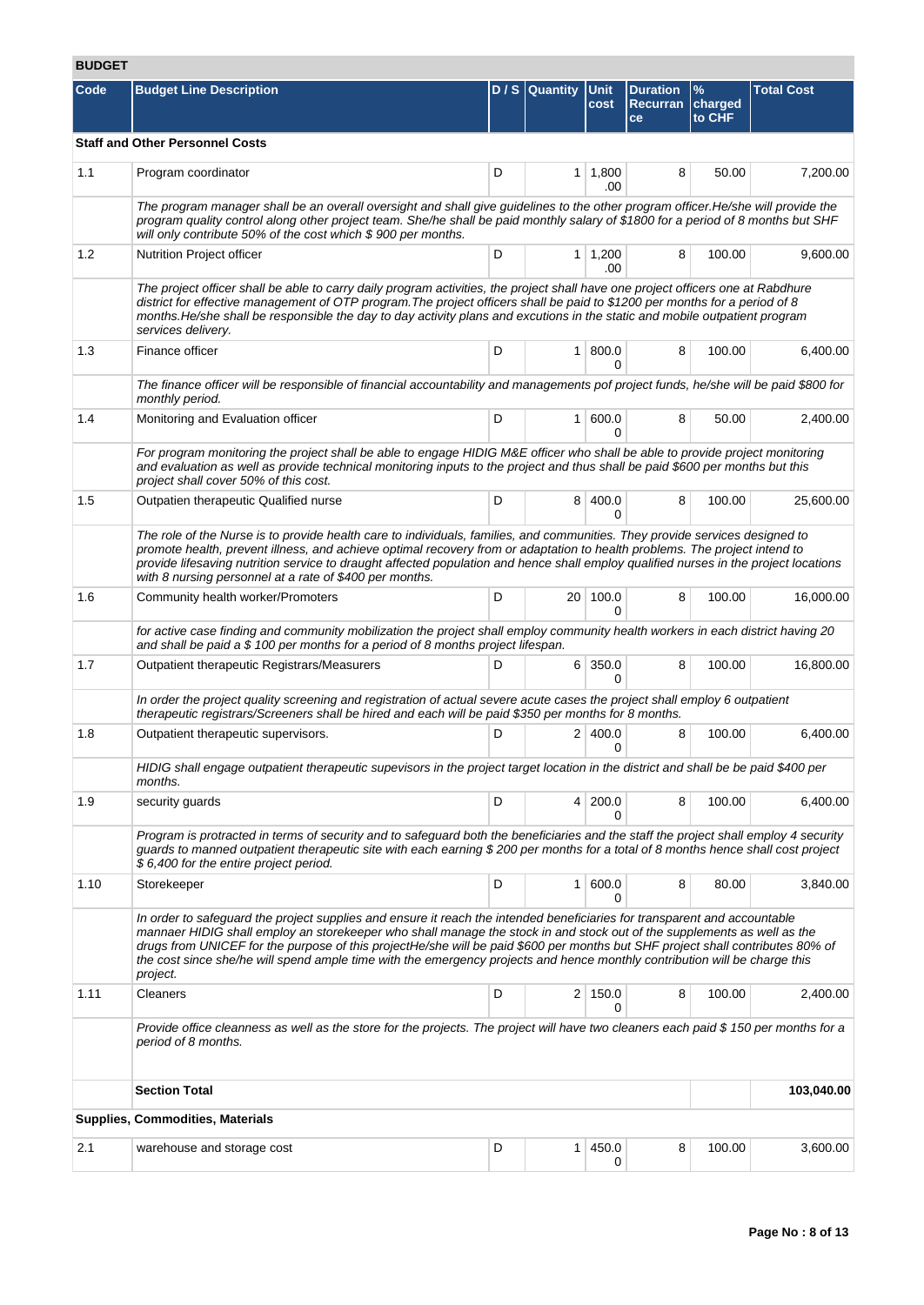## BUDGET

| Code | Budget Line Description | D / S | Quantity | Unit cost | Duration Recurrance | % charged to CHF | Total Cost |
|---|---|---|---|---|---|---|---|
| **Staff and Other Personnel Costs** | | | | | | | |
| 1.1 | Program coordinator | D | 1 | 1,800.00 | 8 | 50.00 | 7,200.00 |
| | *The program manager shall be an overall oversight and shall give guidelines to the other program officer.He/she will provide the program quality control along other project team. She/he shall be paid monthly salary of $1800 for a period of 8 months but SHF will only contribute 50% of the cost which $ 900 per months.* | | | | | | |
| 1.2 | Nutrition Project officer | D | 1 | 1,200.00 | 8 | 100.00 | 9,600.00 |
| | *The project officer shall be able to carry daily program activities, the project shall have one project officers one at Rabdhure district for effective management of OTP program.The project officers shall be paid to $1200 per months for a period of 8 months.He/she shall be responsible the day to day activity plans and excutions in the static and mobile outpatient program services delivery.* | | | | | | |
| 1.3 | Finance officer | D | 1 | 800.00 | 8 | 100.00 | 6,400.00 |
| | *The finance officer will be responsible of financial accountability and managements pof project funds, he/she will be paid $800 for monthly period.* | | | | | | |
| 1.4 | Monitoring and Evaluation officer | D | 1 | 600.00 | 8 | 50.00 | 2,400.00 |
| | *For program monitoring the project shall be able to engage HIDIG M&E officer who shall be able to provide project monitoring and evaluation as well as provide technical monitoring inputs to the project and thus shall be paid $600 per months but this project shall cover 50% of this cost.* | | | | | | |
| 1.5 | Outpatien therapeutic Qualified nurse | D | 8 | 400.00 | 8 | 100.00 | 25,600.00 |
| | *The role of the Nurse is to provide health care to individuals, families, and communities. They provide services designed to promote health, prevent illness, and achieve optimal recovery from or adaptation to health problems. The project intend to provide lifesaving nutrition service to draught affected population and hence shall employ qualified nurses in the project locations with 8 nursing personnel at a rate of $400 per months.* | | | | | | |
| 1.6 | Community health worker/Promoters | D | 20 | 100.00 | 8 | 100.00 | 16,000.00 |
| | *for active case finding and community mobilization the project shall employ community health workers in each district having 20 and shall be paid a $ 100 per months for a period of 8 months project lifespan.* | | | | | | |
| 1.7 | Outpatient therapeutic Registrars/Measurers | D | 6 | 350.00 | 8 | 100.00 | 16,800.00 |
| | *In order the project quality screening and registration of actual severe acute cases the project shall employ 6 outpatient therapeutic registrars/Screeners shall be hired and each will be paid $350 per months for 8 months.* | | | | | | |
| 1.8 | Outpatient therapeutic supervisors. | D | 2 | 400.00 | 8 | 100.00 | 6,400.00 |
| | *HIDIG shall engage outpatient therapeutic supevisors in the project target location in the district and shall be be paid $400 per months.* | | | | | | |
| 1.9 | security guards | D | 4 | 200.00 | 8 | 100.00 | 6,400.00 |
| | *Program is protracted in terms of security and to safeguard both the beneficiaries and the staff the project shall employ 4 security guards to manned outpatient therapeutic site with each earning $ 200 per months for a total of 8 months hence shall cost project $ 6,400 for the entire project period.* | | | | | | |
| 1.10 | Storekeeper | D | 1 | 600.00 | 8 | 80.00 | 3,840.00 |
| | *In order to safeguard the project supplies and ensure it reach the intended beneficiaries for transparent and accountable mannaer HIDIG shall employ an storekeeper who shall manage the stock in and stock out of the supplements as well as the drugs from UNICEF for the purpose of this projectHe/she will be paid $600 per months but SHF project shall contributes 80% of the cost since she/he will spend ample time with the emergency projects and hence monthly contribution will be charge this project.* | | | | | | |
| 1.11 | Cleaners | D | 2 | 150.00 | 8 | 100.00 | 2,400.00 |
| | *Provide office cleanness as well as the store for the projects. The project will have two cleaners each paid $ 150 per months for a period of 8 months.* | | | | | | |
| | **Section Total** | | | | | | **103,040.00** |
| **Supplies, Commodities, Materials** | | | | | | | |
| 2.1 | warehouse and storage cost | D | 1 | 450.00 | 8 | 100.00 | 3,600.00 |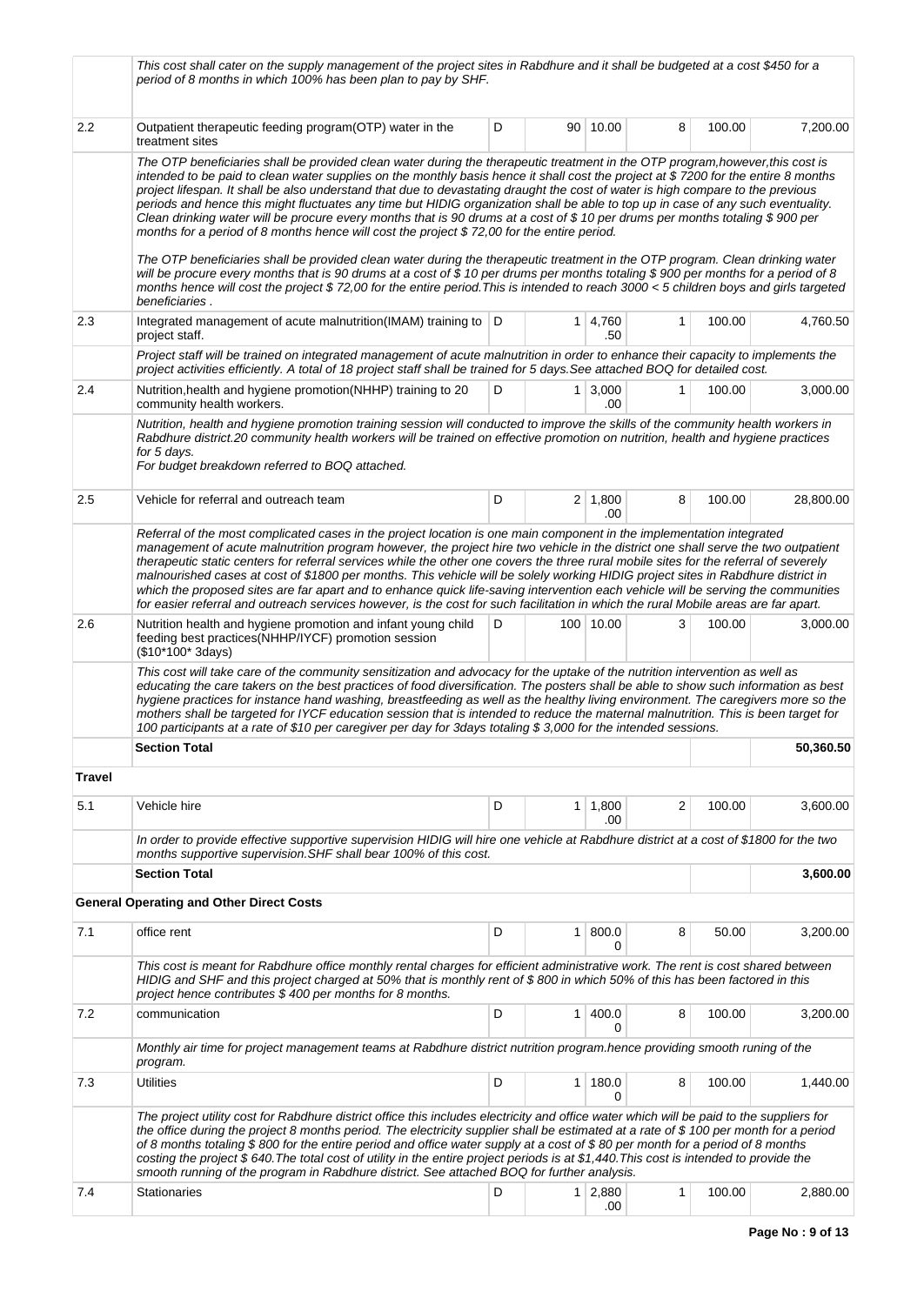| | | | | | | | |
|---|---|---|---|---|---|---|---|
| | *This cost shall cater on the supply management of the project sites in Rabdhure and it shall be budgeted at a cost $450 for a period of 8 months in which 100% has been plan to pay by SHF.* | | | | | | |
| 2.2 | Outpatient therapeutic feeding program(OTP) water in the treatment sites | D | 90 | 10.00 | 8 | 100.00 | 7,200.00 |
| | *The OTP beneficiaries shall be provided clean water during the therapeutic treatment in the OTP program,however,this cost is intended to be paid to clean water supplies on the monthly basis hence it shall cost the project at $ 7200 for the entire 8 months project lifespan. It shall be also understand that due to devastating draught the cost of water is high compare to the previous periods and hence this might fluctuates any time but HIDIG organization shall be able to top up in case of any such eventuality. Clean drinking water will be procure every months that is 90 drums at a cost of $ 10 per drums per months totaling $ 900 per months for a period of 8 months hence will cost the project $ 72,00 for the entire period.*<br><br>*The OTP beneficiaries shall be provided clean water during the therapeutic treatment in the OTP program. Clean drinking water will be procure every months that is 90 drums at a cost of $ 10 per drums per months totaling $ 900 per months for a period of 8 months hence will cost the project $ 72,00 for the entire period.This is intended to reach 3000 < 5 children boys and girls targeted beneficiaries .* | | | | | | |
| 2.3 | Integrated management of acute malnutrition(IMAM) training to project staff. | D | 1 | 4,760.50 | 1 | 100.00 | 4,760.50 |
| | *Project staff will be trained on integrated management of acute malnutrition in order to enhance their capacity to implements the project activities efficiently. A total of 18 project staff shall be trained for 5 days.See attached BOQ for detailed cost.* | | | | | | |
| 2.4 | Nutrition,health and hygiene promotion(NHHP) training to 20 community health workers. | D | 1 | 3,000.00 | 1 | 100.00 | 3,000.00 |
| | *Nutrition, health and hygiene promotion training session will conducted to improve the skills of the community health workers in Rabdhure district.20 community health workers will be trained on effective promotion on nutrition, health and hygiene practices for 5 days.*<br>*For budget breakdown referred to BOQ attached.* | | | | | | |
| 2.5 | Vehicle for referral and outreach team | D | 2 | 1,800.00 | 8 | 100.00 | 28,800.00 |
| | *Referral of the most complicated cases in the project location is one main component in the implementation integrated management of acute malnutrition program however, the project hire two vehicle in the district one shall serve the two outpatient therapeutic static centers for referral services while the other one covers the three rural mobile sites for the referral of severely malnourished cases at cost of $1800 per months. This vehicle will be solely working HIDIG project sites in Rabdhure district in which the proposed sites are far apart and to enhance quick life-saving intervention each vehicle will be serving the communities for easier referral and outreach services however, is the cost for such facilitation in which the rural Mobile areas are far apart.* | | | | | | |
| 2.6 | Nutrition health and hygiene promotion and infant young child feeding best practices(NHHP/IYCF) promotion session ($10*100* 3days) | D | 100 | 10.00 | 3 | 100.00 | 3,000.00 |
| | *This cost will take care of the community sensitization and advocacy for the uptake of the nutrition intervention as well as educating the care takers on the best practices of food diversification. The posters shall be able to show such information as best hygiene practices for instance hand washing, breastfeeding as well as the healthy living environment. The caregivers more so the mothers shall be targeted for IYCF education session that is intended to reduce the maternal malnutrition. This is been target for 100 participants at a rate of $10 per caregiver per day for 3days totaling $ 3,000 for the intended sessions.* | | | | | | |
| | **Section Total** | | | | | | **50,360.50** |
| **Travel** | | | | | | | |
| 5.1 | Vehicle hire | D | 1 | 1,800.00 | 2 | 100.00 | 3,600.00 |
| | *In order to provide effective supportive supervision HIDIG will hire one vehicle at Rabdhure district at a cost of $1800 for the two months supportive supervision.SHF shall bear 100% of this cost.* | | | | | | |
| | **Section Total** | | | | | | **3,600.00** |
| **General Operating and Other Direct Costs** | | | | | | | |
| 7.1 | office rent | D | 1 | 800.00 | 8 | 50.00 | 3,200.00 |
| | *This cost is meant for Rabdhure office monthly rental charges for efficient administrative work. The rent is cost shared between HIDIG and SHF and this project charged at 50% that is monthly rent of $ 800 in which 50% of this has been factored in this project hence contributes $ 400 per months for 8 months.* | | | | | | |
| 7.2 | communication | D | 1 | 400.00 | 8 | 100.00 | 3,200.00 |
| | *Monthly air time for project management teams at Rabdhure district nutrition program.hence providing smooth runing of the program.* | | | | | | |
| 7.3 | Utilities | D | 1 | 180.00 | 8 | 100.00 | 1,440.00 |
| | *The project utility cost for Rabdhure district office this includes electricity and office water which will be paid to the suppliers for the office during the project 8 months period. The electricity supplier shall be estimated at a rate of $ 100 per month for a period of 8 months totaling $ 800 for the entire period and office water supply at a cost of $ 80 per month for a period of 8 months costing the project $ 640.The total cost of utility in the entire project periods is at $1,440.This cost is intended to provide the smooth running of the program in Rabdhure district. See attached BOQ for further analysis.* | | | | | | |
| 7.4 | Stationaries | D | 1 | 2,880.00 | 1 | 100.00 | 2,880.00 |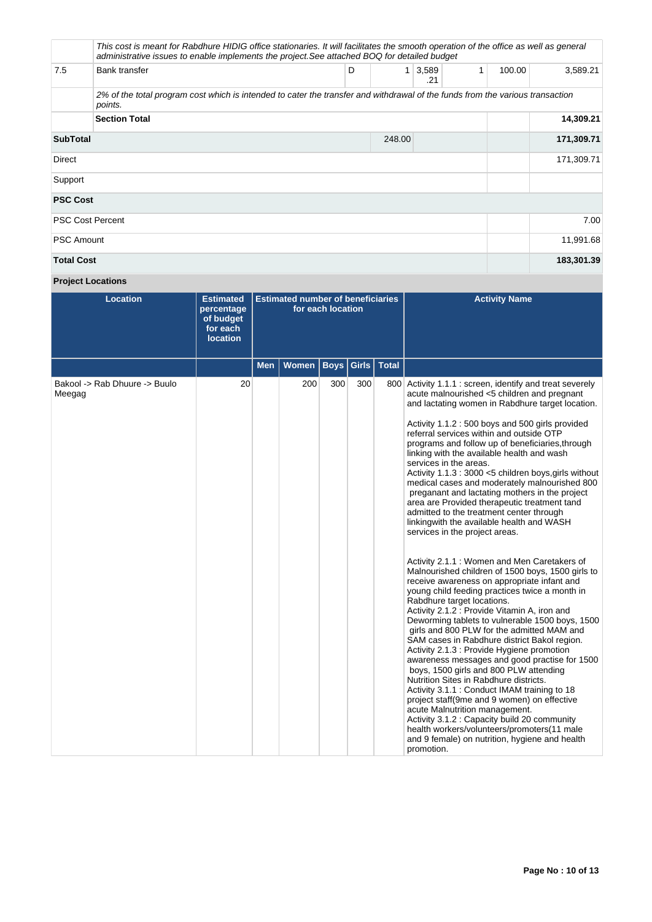| | | | | | | | |
|---|---|---|---|---|---|---|---|
| | *This cost is meant for Rabdhure HIDIG office stationaries. It will facilitates the smooth operation of the office as well as general administrative issues to enable implements the project.See attached BOQ for detailed budget* | | | | | | |
| 7.5 | Bank transfer | D | 1 | 3,589.21 | 1 | 100.00 | 3,589.21 |
| | *2% of the total program cost which is intended to cater the transfer and withdrawal of the funds from the various transaction points.* | | | | | | |
| | **Section Total** | | | | | | **14,309.21** |
| **SubTotal** | | | 248.00 | | | | **171,309.71** |
| Direct | | | | | | | 171,309.71 |
| Support | | | | | | | |
| **PSC Cost** | | | | | | | |
| PSC Cost Percent | | | | | | | 7.00 |
| PSC Amount | | | | | | | 11,991.68 |
| **Total Cost** | | | | | | | **183,301.39** |

**Project Locations**

| Location | Estimated percentage of budget for each location | Estimated number of beneficiaries for each location | | | | | Activity Name |
|---|---|---|---|---|---|---|---|
| | | Men | Women | Boys | Girls | Total | |
| Bakool -> Rab Dhuure -> Buulo Meegag | 20 | | 200 | 300 | 300 | 800 | Activity 1.1.1 : screen, identify and treat severely acute malnourished <5 children and pregnant and lactating women in Rabdhure target location.<br><br>Activity 1.1.2 : 500 boys and 500 girls provided referral services within and outside OTP programs and follow up of beneficiaries,through linking with the available health and wash services in the areas.<br>Activity 1.1.3 : 3000 <5 children boys,girls without medical cases and moderately malnourished 800 preganant and lactating mothers in the project area are Provided therapeutic treatment tand admitted to the treatment center through linkingwith the available health and WASH services in the project areas.<br><br>Activity 2.1.1 : Women and Men Caretakers of Malnourished children of 1500 boys, 1500 girls to receive awareness on appropriate infant and young child feeding practices twice a month in Rabdhure target locations.<br>Activity 2.1.2 : Provide Vitamin A, iron and Deworming tablets to vulnerable 1500 boys, 1500 girls and 800 PLW for the admitted MAM and SAM cases in Rabdhure district Bakol region.<br>Activity 2.1.3 : Provide Hygiene promotion awareness messages and good practise for 1500 boys, 1500 girls and 800 PLW attending Nutrition Sites in Rabdhure districts.<br>Activity 3.1.1 : Conduct IMAM training to 18 project staff(9me and 9 women) on effective acute Malnutrition management.<br>Activity 3.1.2 : Capacity build 20 community health workers/volunteers/promoters(11 male and 9 female) on nutrition, hygiene and health promotion. |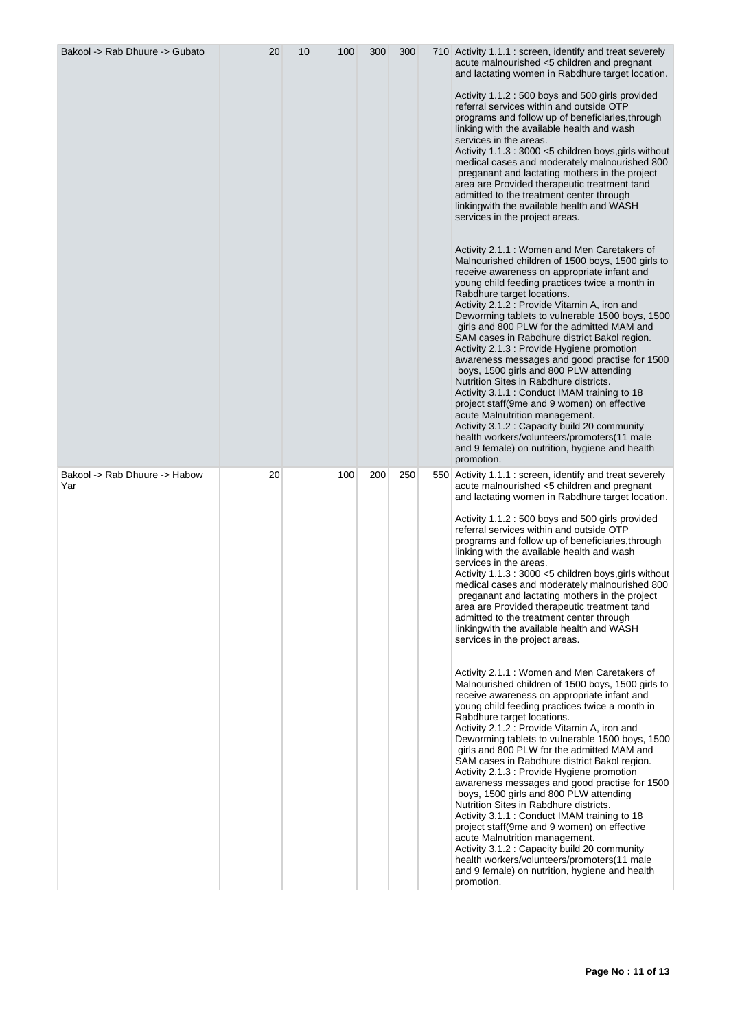| | | | | | | | |
|---|---|---|---|---|---|---|---|
| Bakool -> Rab Dhuure -> Gubato | 20 | 10 | 100 | 300 | 300 | 710 | Activity 1.1.1 : screen, identify and treat severely acute malnourished <5 children and pregnant and lactating women in Rabdhure target location.<br><br>Activity 1.1.2 : 500 boys and 500 girls provided referral services within and outside OTP programs and follow up of beneficiaries,through linking with the available health and wash services in the areas.<br>Activity 1.1.3 : 3000 <5 children boys,girls without medical cases and moderately malnourished 800 preganant and lactating mothers in the project area are Provided therapeutic treatment tand admitted to the treatment center through linkingwith the available health and WASH services in the project areas.<br><br>Activity 2.1.1 : Women and Men Caretakers of Malnourished children of 1500 boys, 1500 girls to receive awareness on appropriate infant and young child feeding practices twice a month in Rabdhure target locations.<br>Activity 2.1.2 : Provide Vitamin A, iron and Deworming tablets to vulnerable 1500 boys, 1500 girls and 800 PLW for the admitted MAM and SAM cases in Rabdhure district Bakol region.<br>Activity 2.1.3 : Provide Hygiene promotion awareness messages and good practise for 1500 boys, 1500 girls and 800 PLW attending Nutrition Sites in Rabdhure districts.<br>Activity 3.1.1 : Conduct IMAM training to 18 project staff(9me and 9 women) on effective acute Malnutrition management.<br>Activity 3.1.2 : Capacity build 20 community health workers/volunteers/promoters(11 male and 9 female) on nutrition, hygiene and health promotion. |
| Bakool -> Rab Dhuure -> Habow Yar | 20 | | 100 | 200 | 250 | 550 | Activity 1.1.1 : screen, identify and treat severely acute malnourished <5 children and pregnant and lactating women in Rabdhure target location.<br><br>Activity 1.1.2 : 500 boys and 500 girls provided referral services within and outside OTP programs and follow up of beneficiaries,through linking with the available health and wash services in the areas.<br>Activity 1.1.3 : 3000 <5 children boys,girls without medical cases and moderately malnourished 800 preganant and lactating mothers in the project area are Provided therapeutic treatment tand admitted to the treatment center through linkingwith the available health and WASH services in the project areas.<br><br>Activity 2.1.1 : Women and Men Caretakers of Malnourished children of 1500 boys, 1500 girls to receive awareness on appropriate infant and young child feeding practices twice a month in Rabdhure target locations.<br>Activity 2.1.2 : Provide Vitamin A, iron and Deworming tablets to vulnerable 1500 boys, 1500 girls and 800 PLW for the admitted MAM and SAM cases in Rabdhure district Bakol region.<br>Activity 2.1.3 : Provide Hygiene promotion awareness messages and good practise for 1500 boys, 1500 girls and 800 PLW attending Nutrition Sites in Rabdhure districts.<br>Activity 3.1.1 : Conduct IMAM training to 18 project staff(9me and 9 women) on effective acute Malnutrition management.<br>Activity 3.1.2 : Capacity build 20 community health workers/volunteers/promoters(11 male and 9 female) on nutrition, hygiene and health promotion. |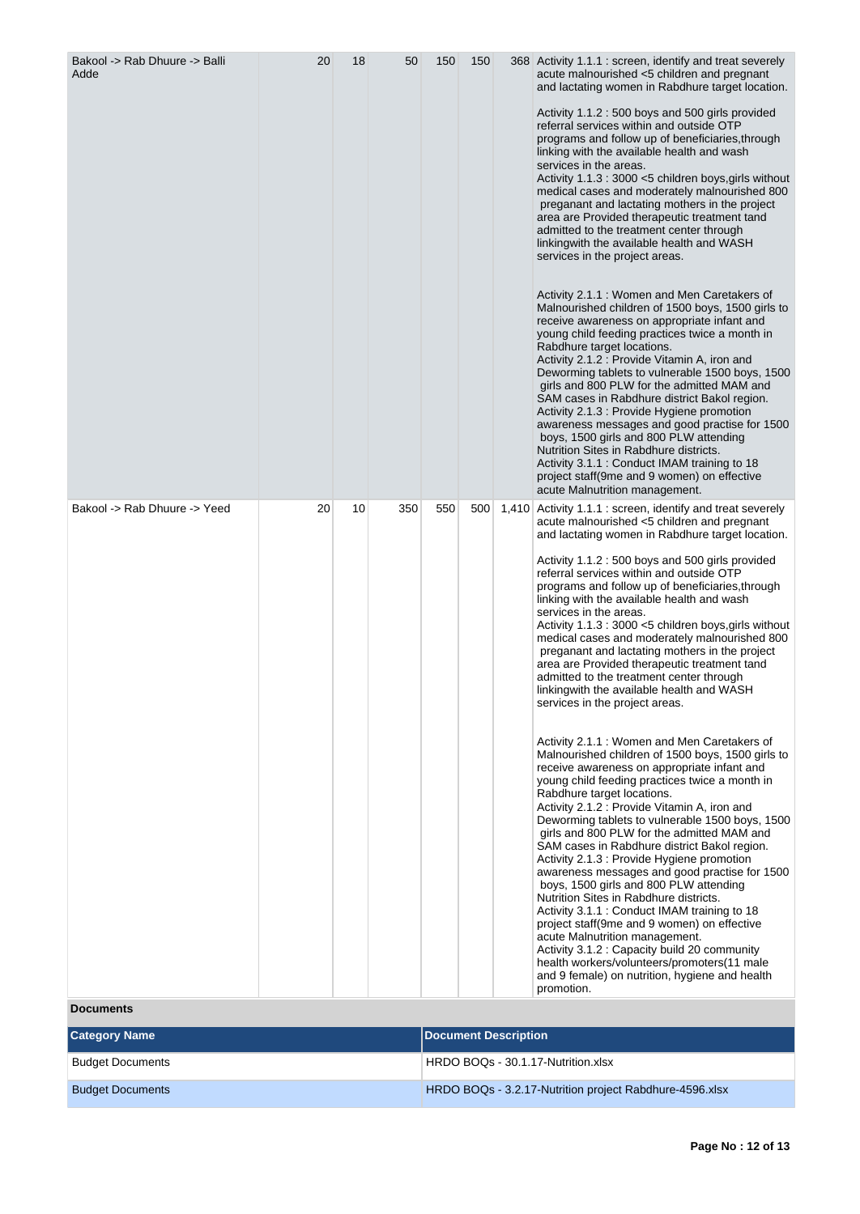| | | | | | | | |
|---|---|---|---|---|---|---|---|
| Bakool -> Rab Dhuure -> Balli Adde | 20 | 18 | 50 | 150 | 150 | 368 | Activity 1.1.1 : screen, identify and treat severely acute malnourished <5 children and pregnant and lactating women in Rabdhure target location.<br><br>Activity 1.1.2 : 500 boys and 500 girls provided referral services within and outside OTP programs and follow up of beneficiaries,through linking with the available health and wash services in the areas.<br>Activity 1.1.3 : 3000 <5 children boys,girls without medical cases and moderately malnourished 800 preganant and lactating mothers in the project area are Provided therapeutic treatment tand admitted to the treatment center through linkingwith the available health and WASH services in the project areas.<br><br>Activity 2.1.1 : Women and Men Caretakers of Malnourished children of 1500 boys, 1500 girls to receive awareness on appropriate infant and young child feeding practices twice a month in Rabdhure target locations.<br>Activity 2.1.2 : Provide Vitamin A, iron and Deworming tablets to vulnerable 1500 boys, 1500 girls and 800 PLW for the admitted MAM and SAM cases in Rabdhure district Bakol region.<br>Activity 2.1.3 : Provide Hygiene promotion awareness messages and good practise for 1500 boys, 1500 girls and 800 PLW attending Nutrition Sites in Rabdhure districts.<br>Activity 3.1.1 : Conduct IMAM training to 18 project staff(9me and 9 women) on effective acute Malnutrition management. |
| Bakool -> Rab Dhuure -> Yeed | 20 | 10 | 350 | 550 | 500 | 1,410 | Activity 1.1.1 : screen, identify and treat severely acute malnourished <5 children and pregnant and lactating women in Rabdhure target location.<br><br>Activity 1.1.2 : 500 boys and 500 girls provided referral services within and outside OTP programs and follow up of beneficiaries,through linking with the available health and wash services in the areas.<br>Activity 1.1.3 : 3000 <5 children boys,girls without medical cases and moderately malnourished 800 preganant and lactating mothers in the project area are Provided therapeutic treatment tand admitted to the treatment center through linkingwith the available health and WASH services in the project areas.<br><br>Activity 2.1.1 : Women and Men Caretakers of Malnourished children of 1500 boys, 1500 girls to receive awareness on appropriate infant and young child feeding practices twice a month in Rabdhure target locations.<br>Activity 2.1.2 : Provide Vitamin A, iron and Deworming tablets to vulnerable 1500 boys, 1500 girls and 800 PLW for the admitted MAM and SAM cases in Rabdhure district Bakol region.<br>Activity 2.1.3 : Provide Hygiene promotion awareness messages and good practise for 1500 boys, 1500 girls and 800 PLW attending Nutrition Sites in Rabdhure districts.<br>Activity 3.1.1 : Conduct IMAM training to 18 project staff(9me and 9 women) on effective acute Malnutrition management.<br>Activity 3.1.2 : Capacity build 20 community health workers/volunteers/promoters(11 male and 9 female) on nutrition, hygiene and health promotion. |

**Documents**

| Category Name | Document Description |
|---|---|
| Budget Documents | HRDO BOQs - 30.1.17-Nutrition.xlsx |
| Budget Documents | HRDO BOQs - 3.2.17-Nutrition project Rabdhure-4596.xlsx |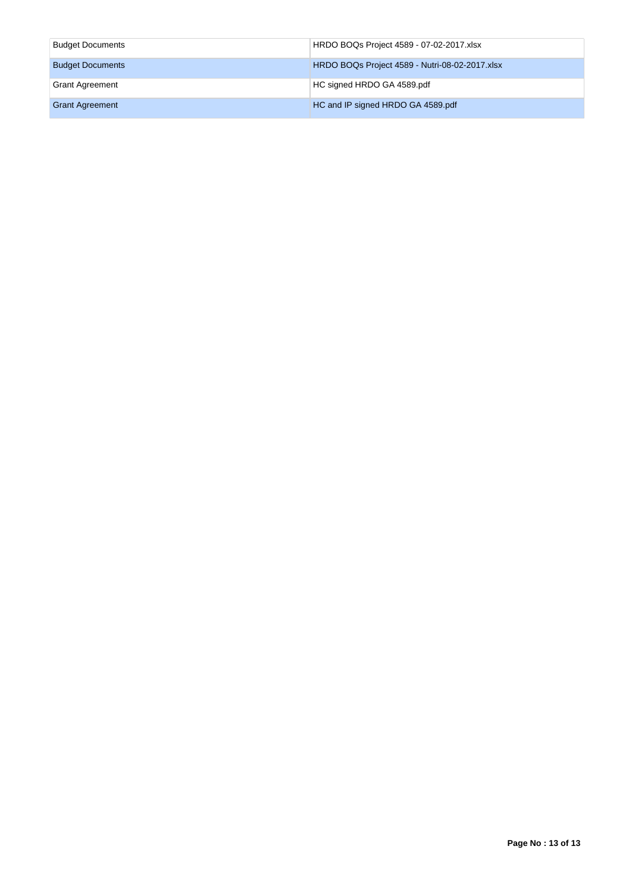| | |
|---|---|
| Budget Documents | HRDO BOQs Project 4589 - 07-02-2017.xlsx |
| Budget Documents | HRDO BOQs Project 4589 - Nutri-08-02-2017.xlsx |
| Grant Agreement | HC signed HRDO GA 4589.pdf |
| Grant Agreement | HC and IP signed HRDO GA 4589.pdf |